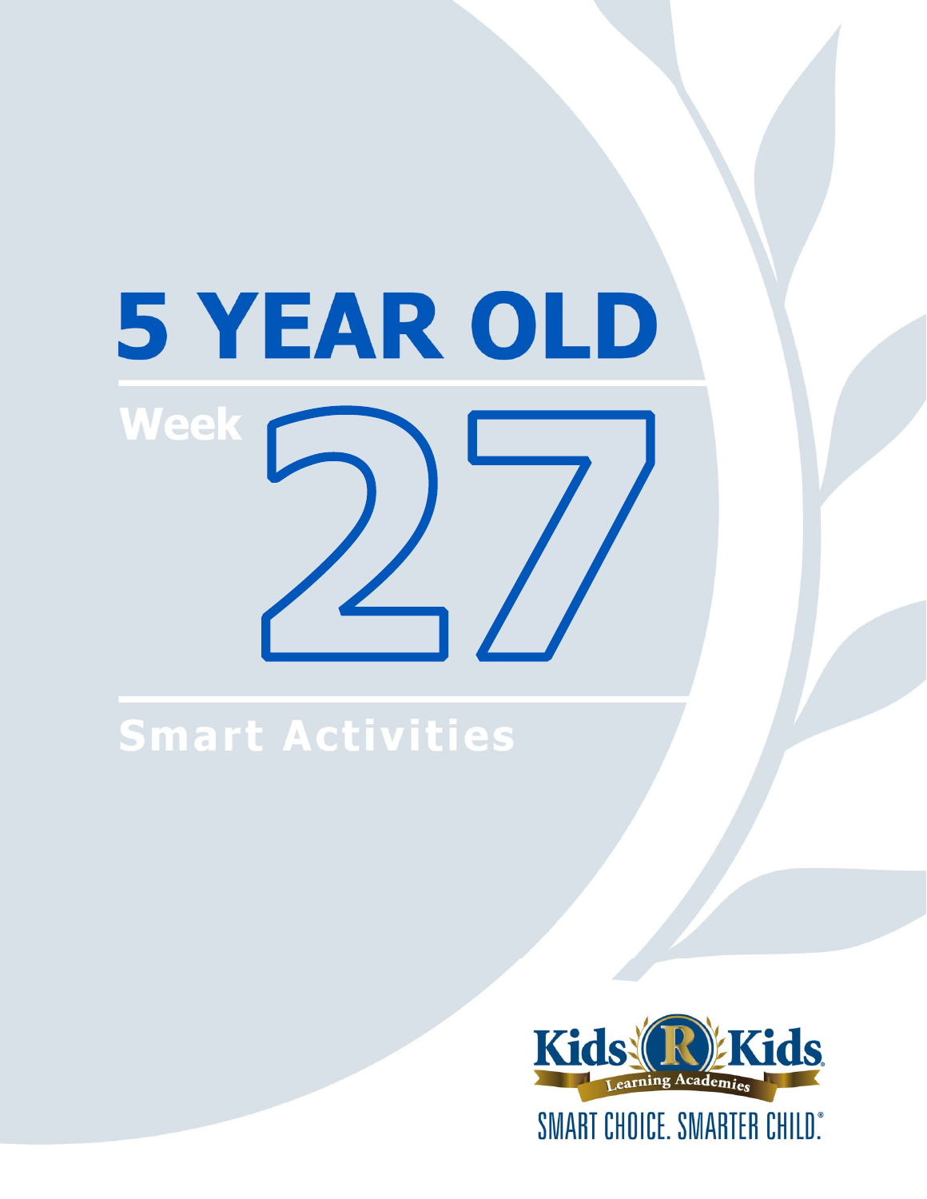# 5 YEAR OLD

## Week 27

## Smart Activities

Kids R Kids Learning Academies

SMART CHOICE. SMARTER CHILD.®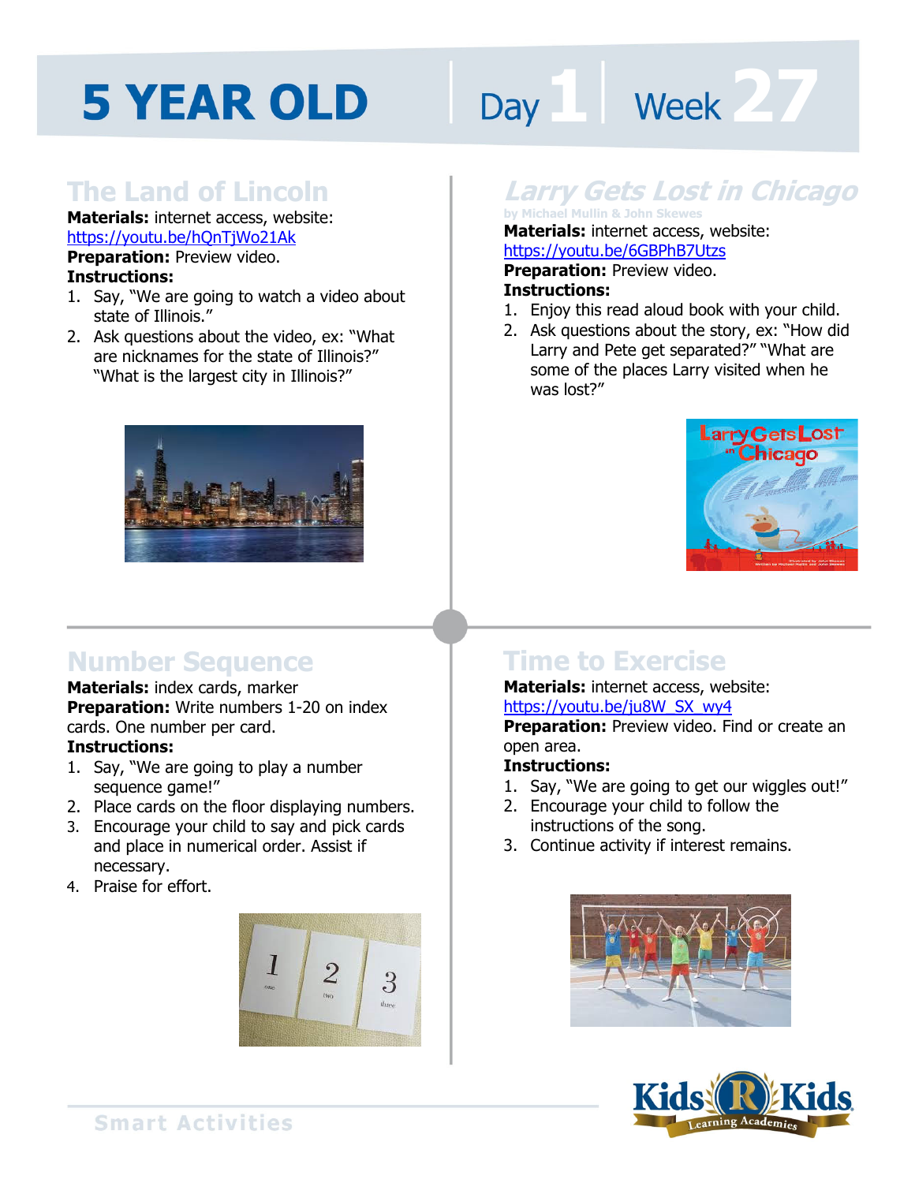# 5 YEAR OLD

Day 1 | Week 27

## The Land of Lincoln

**Materials:** internet access, website: https://youtu.be/hQnTjWo21Ak

**Preparation:** Preview video.

**Instructions:**

1. Say, "We are going to watch a video about state of Illinois."
2. Ask questions about the video, ex: "What are nicknames for the state of Illinois?" "What is the largest city in Illinois?"

## *Larry Gets Lost in Chicago*

by Michael Mullin & John Skewes

**Materials:** internet access, website: https://youtu.be/6GBPhB7Utzs

**Preparation:** Preview video.

**Instructions:**

1. Enjoy this read aloud book with your child.
2. Ask questions about the story, ex: "How did Larry and Pete get separated?" "What are some of the places Larry visited when he was lost?"

## Number Sequence

**Materials:** index cards, marker

**Preparation:** Write numbers 1-20 on index cards. One number per card.

**Instructions:**

1. Say, "We are going to play a number sequence game!"
2. Place cards on the floor displaying numbers.
3. Encourage your child to say and pick cards and place in numerical order. Assist if necessary.
4. Praise for effort.

## Time to Exercise

**Materials:** internet access, website: https://youtu.be/ju8W_SX_wy4

**Preparation:** Preview video. Find or create an open area.

**Instructions:**

1. Say, "We are going to get our wiggles out!"
2. Encourage your child to follow the instructions of the song.
3. Continue activity if interest remains.

Smart Activities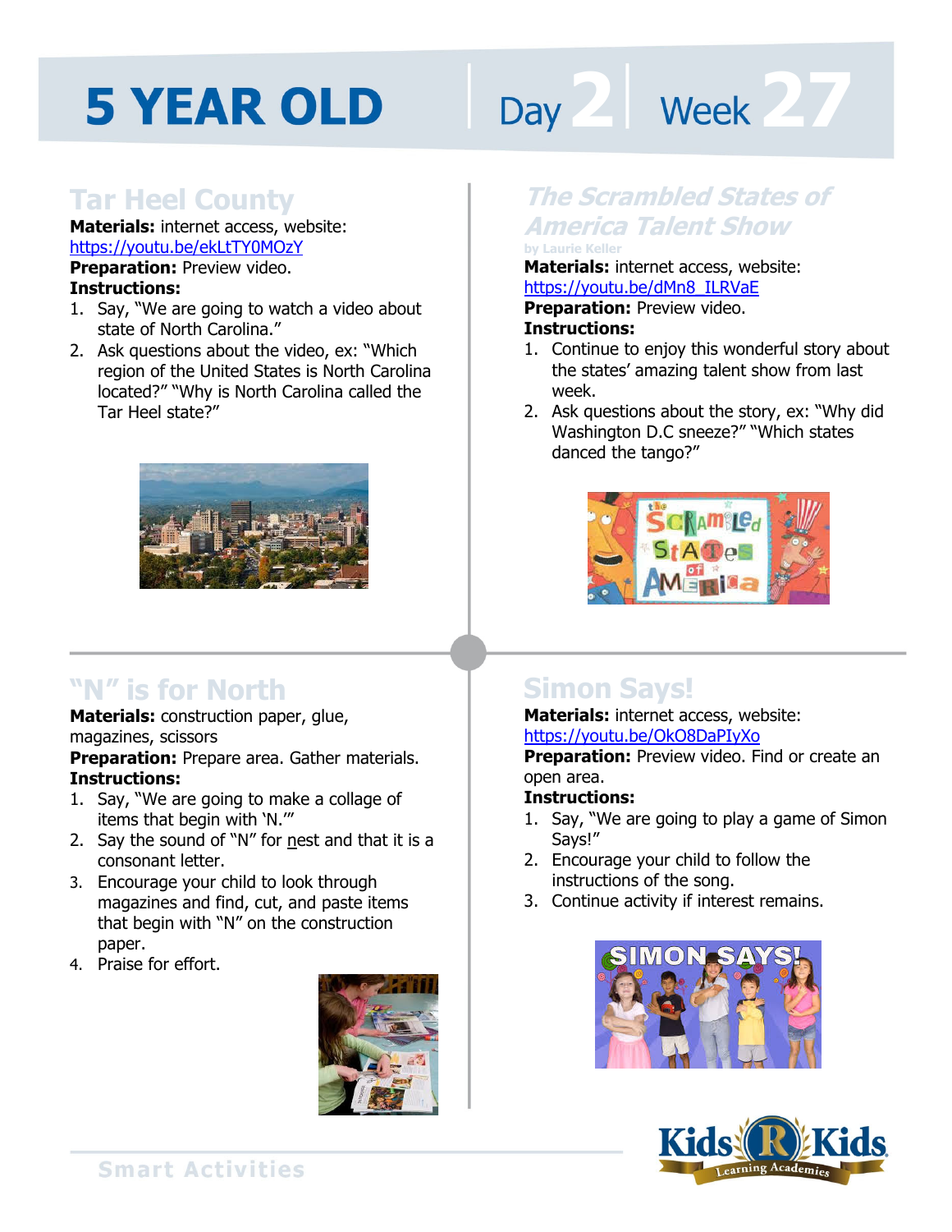# 5 YEAR OLD

Day 2 | Week 27

## Tar Heel County

**Materials:** internet access, website: https://youtu.be/ekLtTY0MOzY

**Preparation:** Preview video.

**Instructions:**

1. Say, "We are going to watch a video about state of North Carolina."
2. Ask questions about the video, ex: "Which region of the United States is North Carolina located?" "Why is North Carolina called the Tar Heel state?"

## *The Scrambled States of America Talent Show*

by Laurie Keller

**Materials:** internet access, website: https://youtu.be/dMn8_ILRVaE

**Preparation:** Preview video.

**Instructions:**

1. Continue to enjoy this wonderful story about the states' amazing talent show from last week.
2. Ask questions about the story, ex: "Why did Washington D.C sneeze?" "Which states danced the tango?"

## "N" is for North

**Materials:** construction paper, glue, magazines, scissors

**Preparation:** Prepare area. Gather materials.

**Instructions:**

1. Say, "We are going to make a collage of items that begin with 'N.'"
2. Say the sound of "N" for nest and that it is a consonant letter.
3. Encourage your child to look through magazines and find, cut, and paste items that begin with "N" on the construction paper.
4. Praise for effort.

## Simon Says!

**Materials:** internet access, website: https://youtu.be/OkO8DaPIyXo

**Preparation:** Preview video. Find or create an open area.

**Instructions:**

1. Say, "We are going to play a game of Simon Says!"
2. Encourage your child to follow the instructions of the song.
3. Continue activity if interest remains.

Smart Activities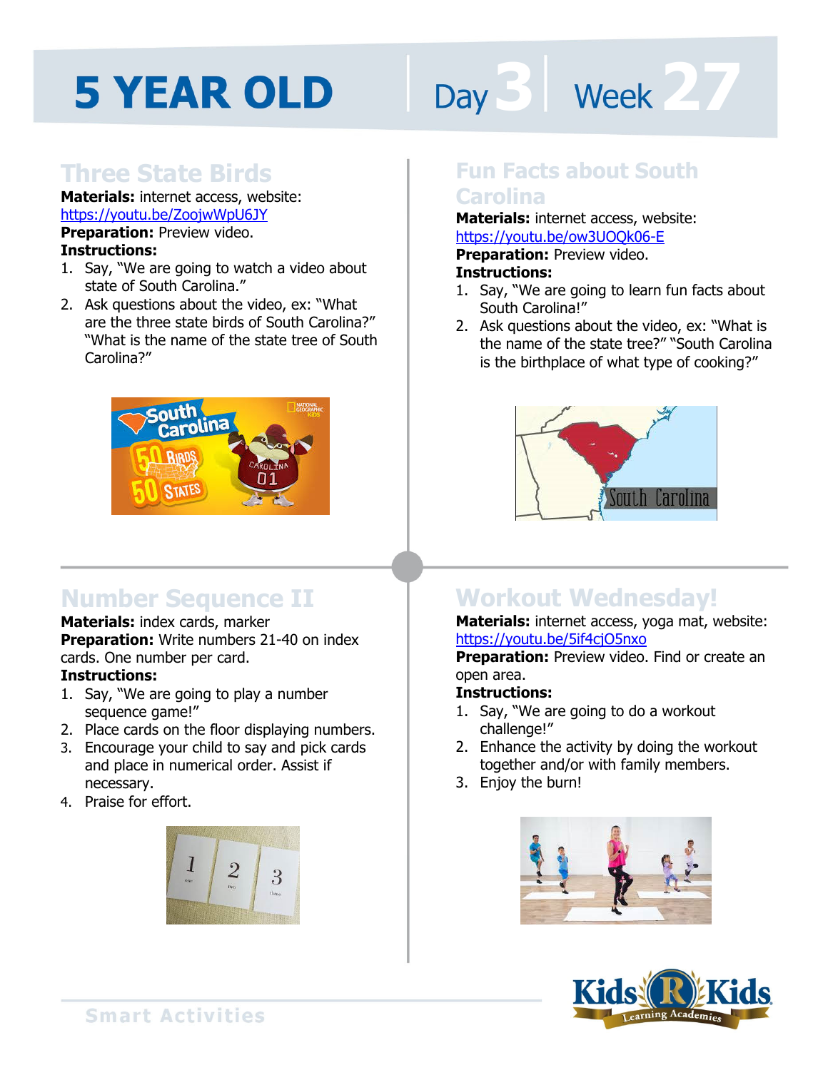# 5 YEAR OLD

Day 3 | Week 27

## Three State Birds

**Materials:** internet access, website: https://youtu.be/ZoojwWpU6JY

**Preparation:** Preview video.

**Instructions:**

1. Say, "We are going to watch a video about state of South Carolina."
2. Ask questions about the video, ex: "What are the three state birds of South Carolina?" "What is the name of the state tree of South Carolina?"

## Fun Facts about South Carolina

**Materials:** internet access, website: https://youtu.be/ow3UOQk06-E

**Preparation:** Preview video.

**Instructions:**

1. Say, "We are going to learn fun facts about South Carolina!"
2. Ask questions about the video, ex: "What is the name of the state tree?" "South Carolina is the birthplace of what type of cooking?"

## Number Sequence II

**Materials:** index cards, marker

**Preparation:** Write numbers 21-40 on index cards. One number per card.

**Instructions:**

1. Say, "We are going to play a number sequence game!"
2. Place cards on the floor displaying numbers.
3. Encourage your child to say and pick cards and place in numerical order. Assist if necessary.
4. Praise for effort.

## Workout Wednesday!

**Materials:** internet access, yoga mat, website: https://youtu.be/5if4cjO5nxo

**Preparation:** Preview video. Find or create an open area.

**Instructions:**

1. Say, "We are going to do a workout challenge!"
2. Enhance the activity by doing the workout together and/or with family members.
3. Enjoy the burn!

Smart Activities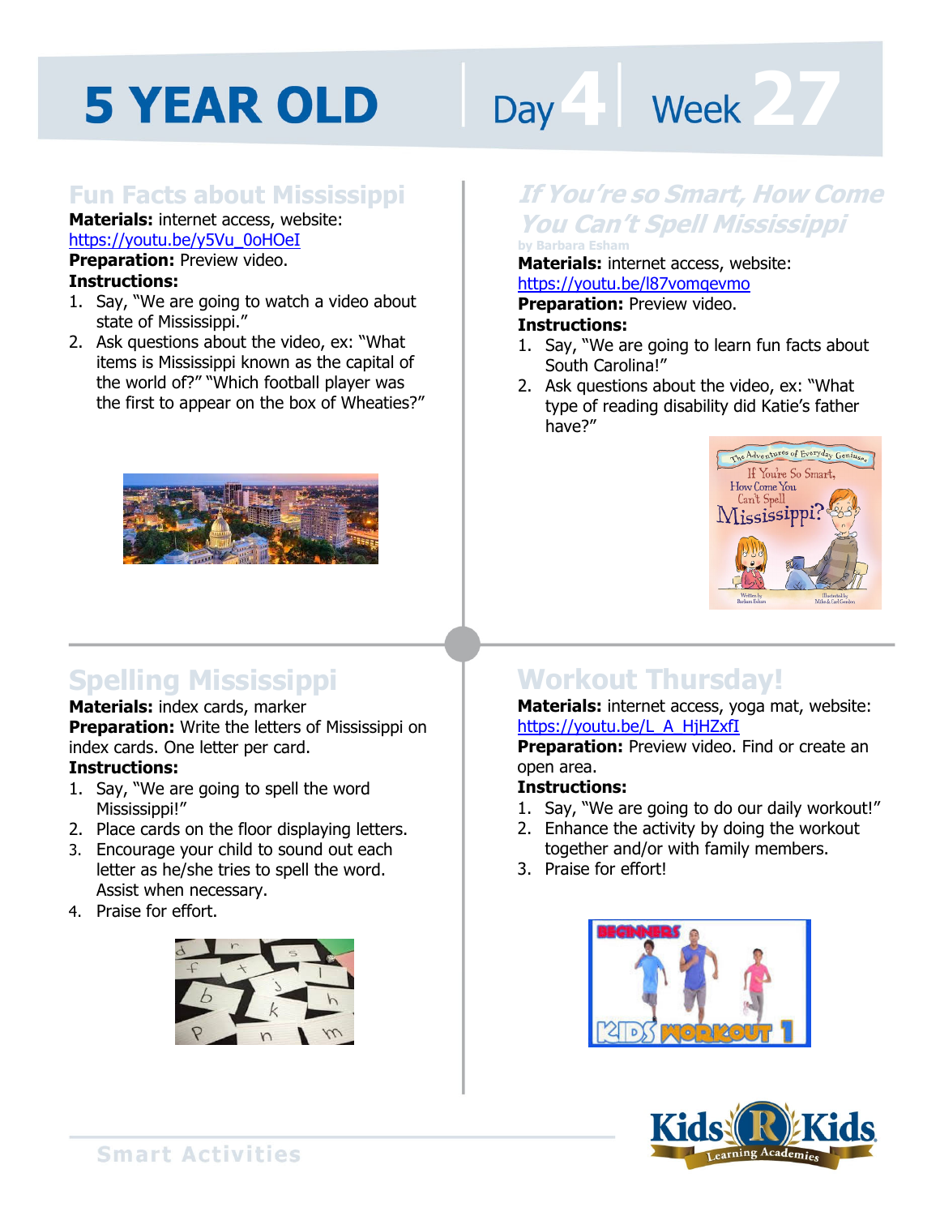# 5 YEAR OLD

Day 4 | Week 27

## Fun Facts about Mississippi

**Materials:** internet access, website: https://youtu.be/y5Vu_0oHOeI

**Preparation:** Preview video.

**Instructions:**

1. Say, "We are going to watch a video about state of Mississippi."
2. Ask questions about the video, ex: "What items is Mississippi known as the capital of the world of?" "Which football player was the first to appear on the box of Wheaties?"

## *If You're so Smart, How Come You Can't Spell Mississippi*

by Barbara Esham

**Materials:** internet access, website: https://youtu.be/l87vomqevmo

**Preparation:** Preview video.

**Instructions:**

1. Say, "We are going to learn fun facts about South Carolina!"
2. Ask questions about the video, ex: "What type of reading disability did Katie's father have?"

## Spelling Mississippi

**Materials:** index cards, marker

**Preparation:** Write the letters of Mississippi on index cards. One letter per card.

**Instructions:**

1. Say, "We are going to spell the word Mississippi!"
2. Place cards on the floor displaying letters.
3. Encourage your child to sound out each letter as he/she tries to spell the word. Assist when necessary.
4. Praise for effort.

## Workout Thursday!

**Materials:** internet access, yoga mat, website: https://youtu.be/L_A_HjHZxfI

**Preparation:** Preview video. Find or create an open area.

**Instructions:**

1. Say, "We are going to do our daily workout!"
2. Enhance the activity by doing the workout together and/or with family members.
3. Praise for effort!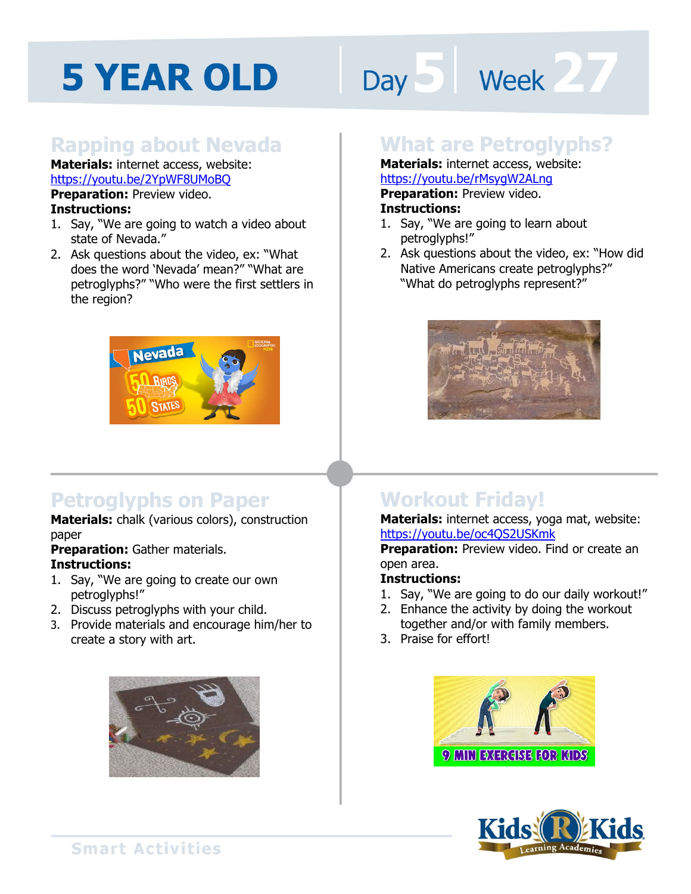# 5 YEAR OLD

Day 5 Week 27

## Rapping about Nevada

**Materials:** internet access, website: https://youtu.be/2YpWF8UMoBQ

**Preparation:** Preview video.

**Instructions:**

1. Say, "We are going to watch a video about state of Nevada."
2. Ask questions about the video, ex: "What does the word 'Nevada' mean?" "What are petroglyphs?" "Who were the first settlers in the region?

## What are Petroglyphs?

**Materials:** internet access, website: https://youtu.be/rMsygW2ALng

**Preparation:** Preview video.

**Instructions:**

1. Say, "We are going to learn about petroglyphs!"
2. Ask questions about the video, ex: "How did Native Americans create petroglyphs?" "What do petroglyphs represent?"

## Petroglyphs on Paper

**Materials:** chalk (various colors), construction paper

**Preparation:** Gather materials.

**Instructions:**

1. Say, "We are going to create our own petroglyphs!"
2. Discuss petroglyphs with your child.
3. Provide materials and encourage him/her to create a story with art.

## Workout Friday!

**Materials:** internet access, yoga mat, website: https://youtu.be/oc4QS2USKmk

**Preparation:** Preview video. Find or create an open area.

**Instructions:**

1. Say, "We are going to do our daily workout!"
2. Enhance the activity by doing the workout together and/or with family members.
3. Praise for effort!

Smart Activities